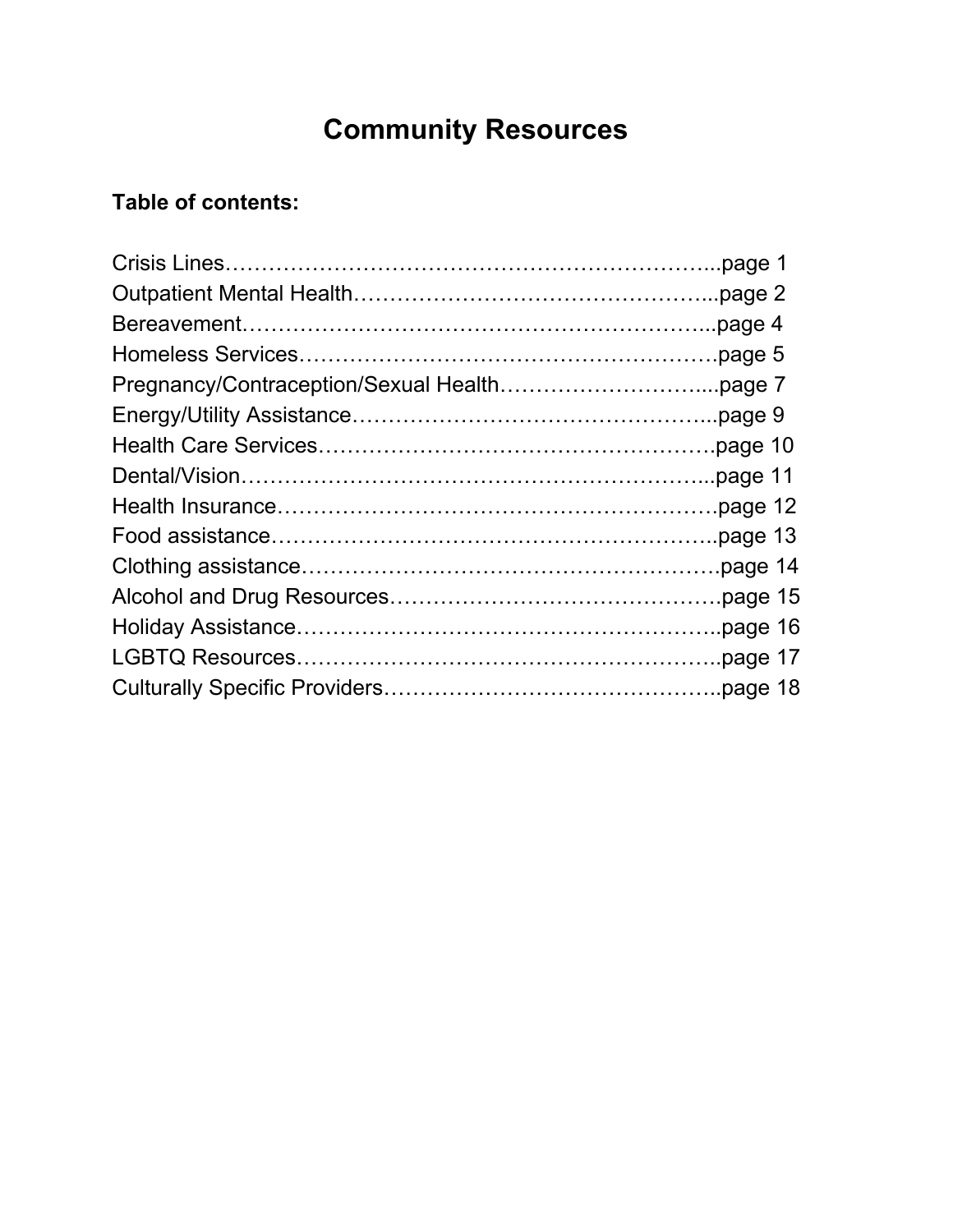# Community Resources

**Table of contents:**

Crisis Lines…………………………………………………………...page 1
Outpatient Mental Health…………………………………………...page 2
Bereavement……………………………………………………....page 4
Homeless Services…………………………………………………page 5
Pregnancy/Contraception/Sexual Health………………………....page 7
Energy/Utility Assistance…………………………………………...page 9
Health Care Services………………………………………………page 10
Dental/Vision……………………………………………………...page 11
Health Insurance…………………………………………………..page 12
Food assistance…………………………………………………..page 13
Clothing assistance………………………………………………page 14
Alcohol and Drug Resources……………………………………..page 15
Holiday Assistance………………………………………………..page 16
LGBTQ Resources………………………………………………..page 17
Culturally Specific Providers……………………………………..page 18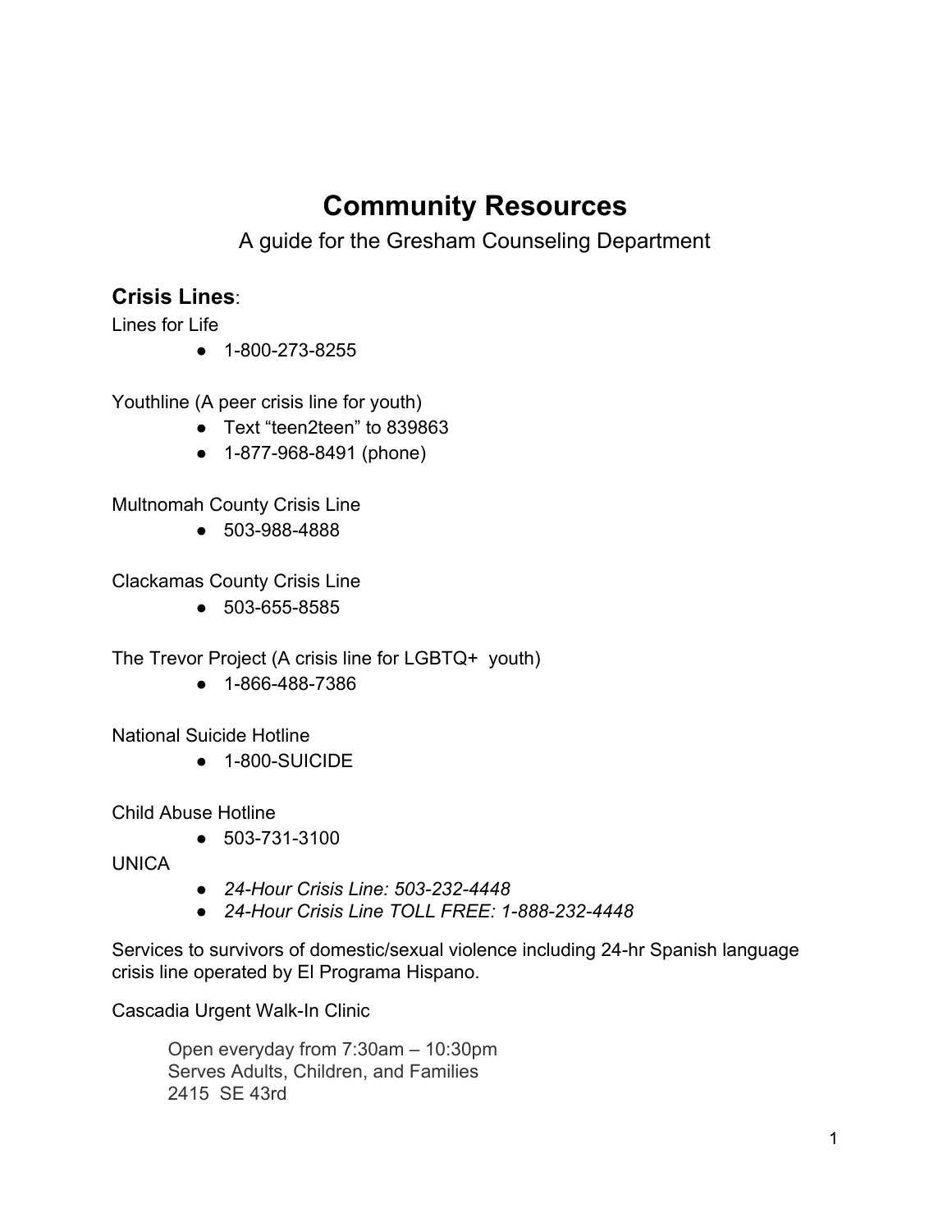# Community Resources

A guide for the Gresham Counseling Department

## Crisis Lines:

Lines for Life

- 1-800-273-8255

Youthline (A peer crisis line for youth)

- Text “teen2teen” to 839863
- 1-877-968-8491 (phone)

Multnomah County Crisis Line

- 503-988-4888

Clackamas County Crisis Line

- 503-655-8585

The Trevor Project (A crisis line for LGBTQ+ youth)

- 1-866-488-7386

National Suicide Hotline

- 1-800-SUICIDE

Child Abuse Hotline

- 503-731-3100

UNICA

- *24-Hour Crisis Line: 503-232-4448*
- *24-Hour Crisis Line TOLL FREE: 1-888-232-4448*

Services to survivors of domestic/sexual violence including 24-hr Spanish language crisis line operated by El Programa Hispano.

Cascadia Urgent Walk-In Clinic

> Open everyday from 7:30am – 10:30pm
> Serves Adults, Children, and Families
> 2415 SE 43rd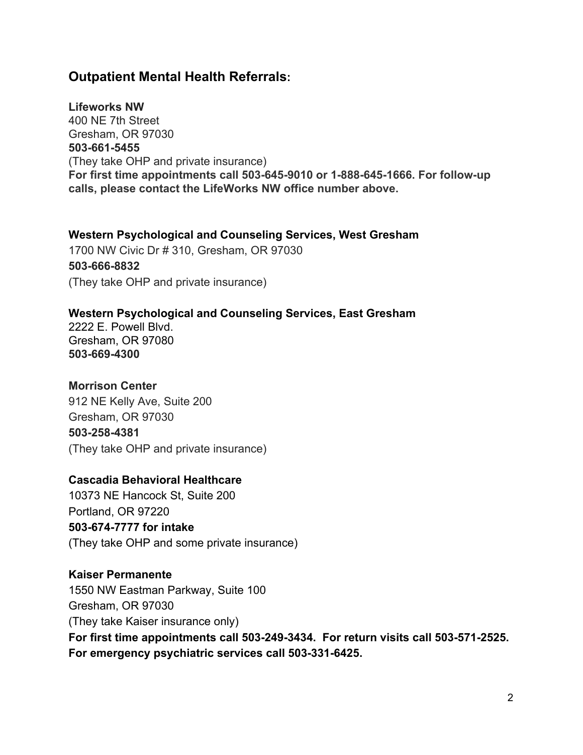## Outpatient Mental Health Referrals:

**Lifeworks NW**
400 NE 7th Street
Gresham, OR 97030
**503-661-5455**
(They take OHP and private insurance)
**For first time appointments call 503-645-9010 or 1-888-645-1666. For follow-up calls, please contact the LifeWorks NW office number above.**

**Western Psychological and Counseling Services, West Gresham**
1700 NW Civic Dr # 310, Gresham, OR 97030
**503-666-8832**
(They take OHP and private insurance)

**Western Psychological and Counseling Services, East Gresham**
2222 E. Powell Blvd.
Gresham, OR 97080
**503-669-4300**

**Morrison Center**
912 NE Kelly Ave, Suite 200
Gresham, OR 97030
**503-258-4381**
(They take OHP and private insurance)

**Cascadia Behavioral Healthcare**
10373 NE Hancock St, Suite 200
Portland, OR 97220
**503-674-7777 for intake**
(They take OHP and some private insurance)

**Kaiser Permanente**
1550 NW Eastman Parkway, Suite 100
Gresham, OR 97030
(They take Kaiser insurance only)
**For first time appointments call 503-249-3434. For return visits call 503-571-2525. For emergency psychiatric services call 503-331-6425.**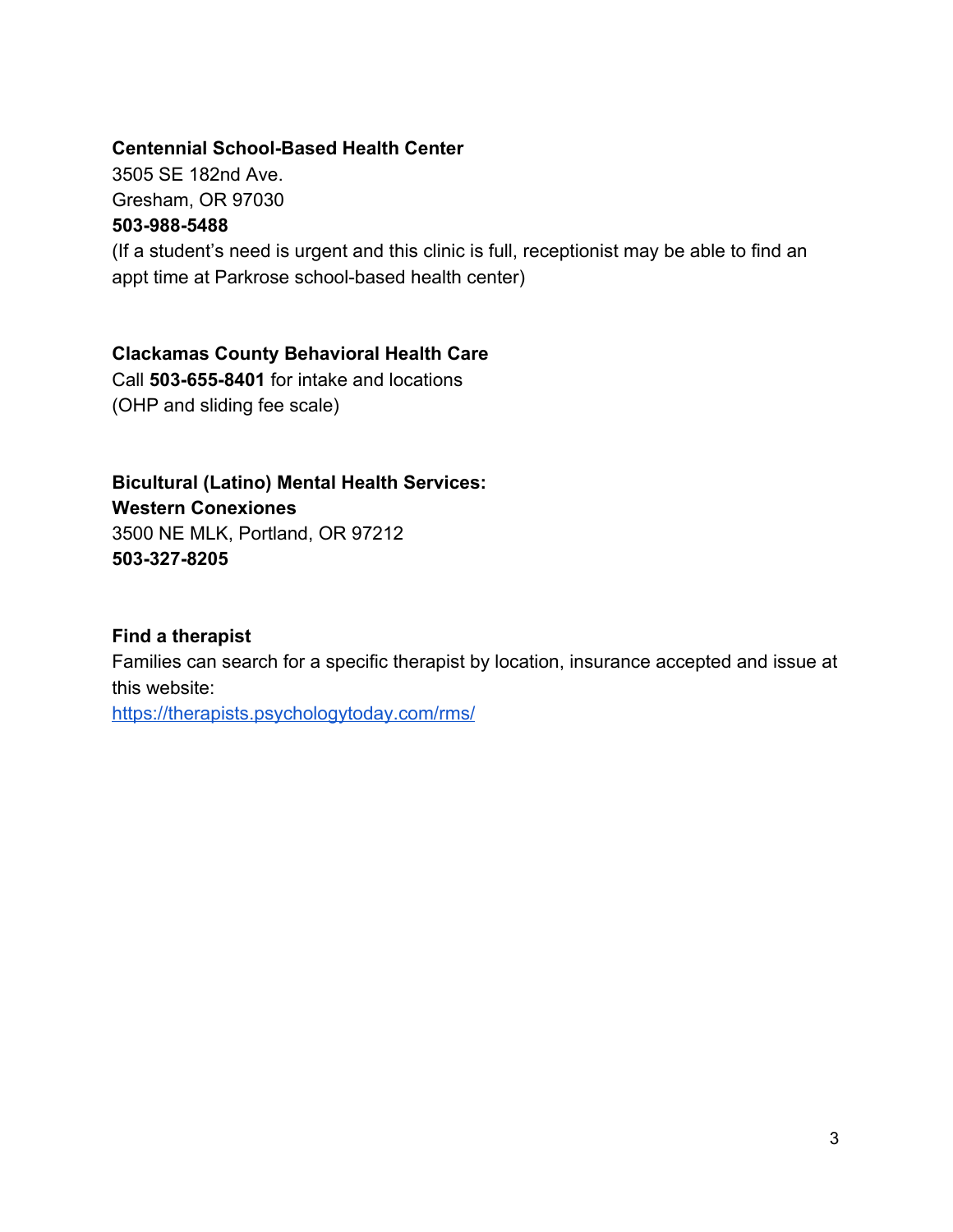**Centennial School-Based Health Center**
3505 SE 182nd Ave.
Gresham, OR 97030
**503-988-5488**
(If a student's need is urgent and this clinic is full, receptionist may be able to find an appt time at Parkrose school-based health center)

**Clackamas County Behavioral Health Care**
Call **503-655-8401** for intake and locations
(OHP and sliding fee scale)

**Bicultural (Latino) Mental Health Services:**
**Western Conexiones**
3500 NE MLK, Portland, OR 97212
**503-327-8205**

**Find a therapist**
Families can search for a specific therapist by location, insurance accepted and issue at this website:
[https://therapists.psychologytoday.com/rms/](https://therapists.psychologytoday.com/rms/)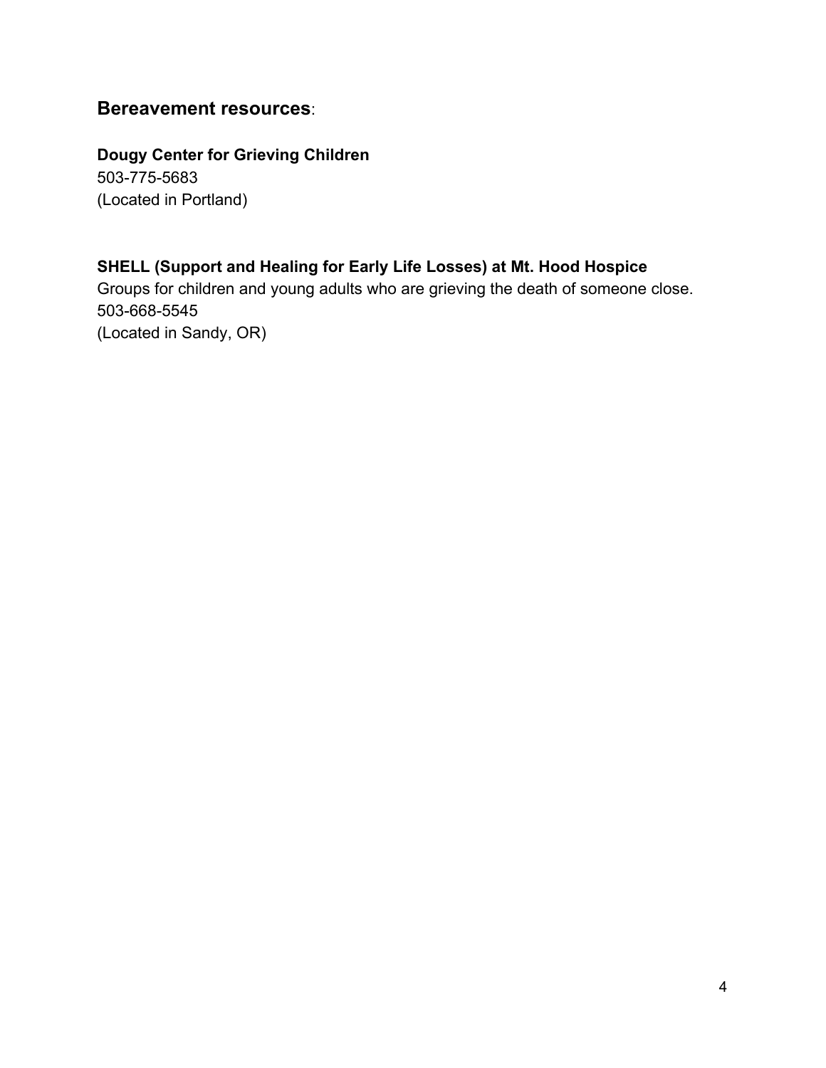## **Bereavement resources**:

**Dougy Center for Grieving Children**
503-775-5683
(Located in Portland)

**SHELL (Support and Healing for Early Life Losses) at Mt. Hood Hospice**
Groups for children and young adults who are grieving the death of someone close.
503-668-5545
(Located in Sandy, OR)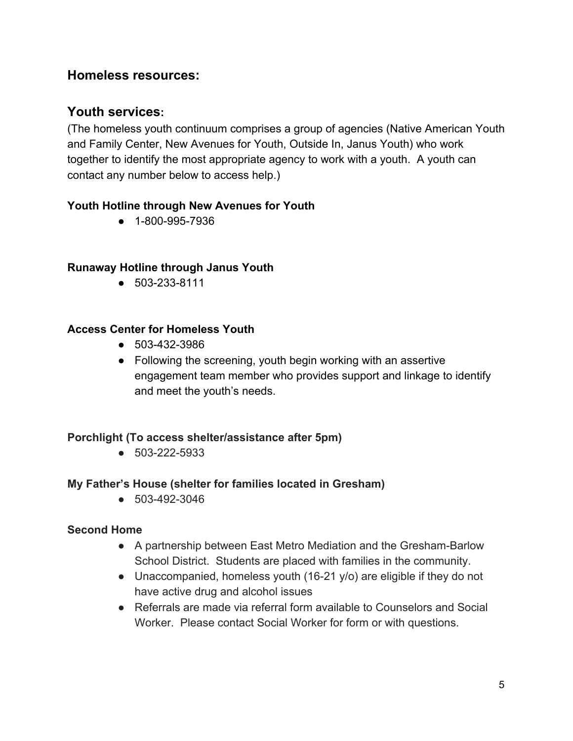## Homeless resources:

## Youth services:

(The homeless youth continuum comprises a group of agencies (Native American Youth and Family Center, New Avenues for Youth, Outside In, Janus Youth) who work together to identify the most appropriate agency to work with a youth. A youth can contact any number below to access help.)

**Youth Hotline through New Avenues for Youth**

- 1-800-995-7936

**Runaway Hotline through Janus Youth**

- 503-233-8111

**Access Center for Homeless Youth**

- 503-432-3986
- Following the screening, youth begin working with an assertive engagement team member who provides support and linkage to identify and meet the youth's needs.

**Porchlight (To access shelter/assistance after 5pm)**

- 503-222-5933

**My Father's House (shelter for families located in Gresham)**

- 503-492-3046

**Second Home**

- A partnership between East Metro Mediation and the Gresham-Barlow School District. Students are placed with families in the community.
- Unaccompanied, homeless youth (16-21 y/o) are eligible if they do not have active drug and alcohol issues
- Referrals are made via referral form available to Counselors and Social Worker. Please contact Social Worker for form or with questions.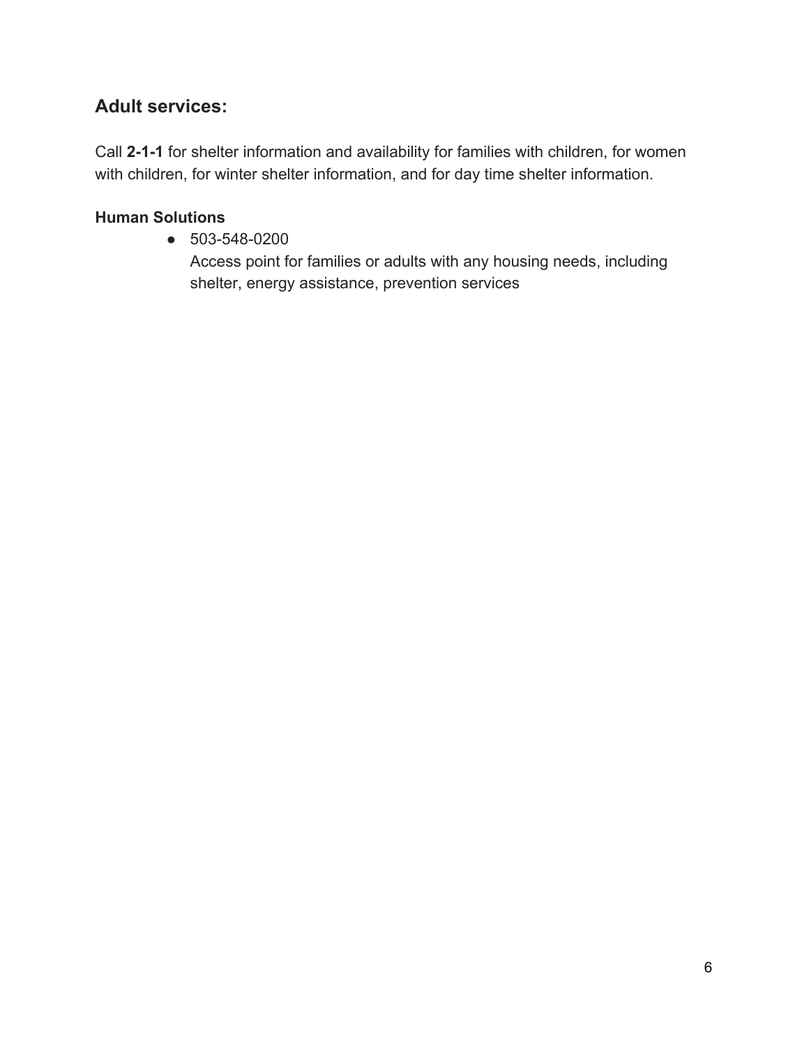## Adult services:

Call **2-1-1** for shelter information and availability for families with children, for women with children, for winter shelter information, and for day time shelter information.

**Human Solutions**

- 503-548-0200
  Access point for families or adults with any housing needs, including shelter, energy assistance, prevention services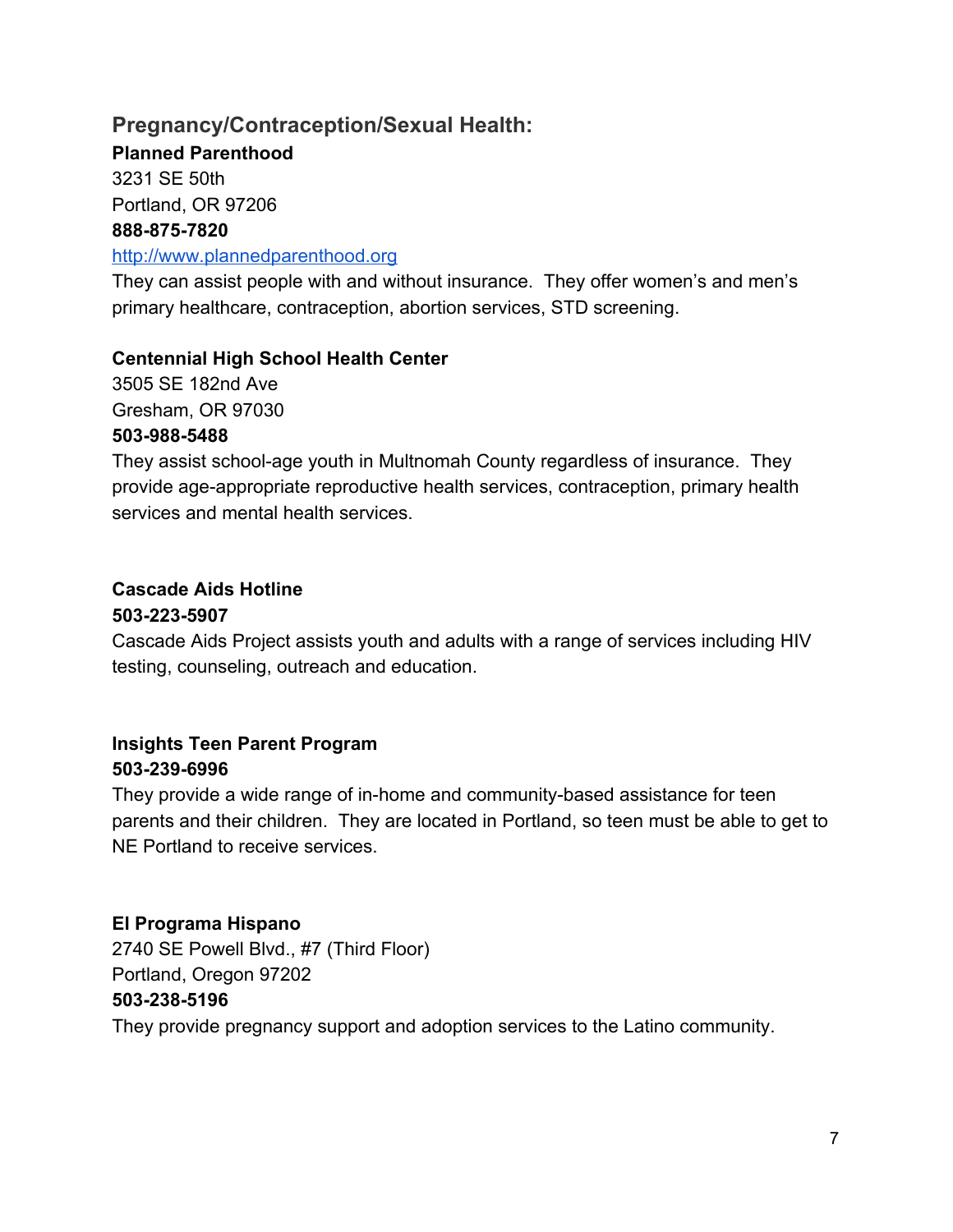## Pregnancy/Contraception/Sexual Health:

**Planned Parenthood**
3231 SE 50th
Portland, OR 97206
**888-875-7820**
[http://www.plannedparenthood.org](http://www.plannedparenthood.org)
They can assist people with and without insurance. They offer women's and men's primary healthcare, contraception, abortion services, STD screening.

**Centennial High School Health Center**
3505 SE 182nd Ave
Gresham, OR 97030
**503-988-5488**
They assist school-age youth in Multnomah County regardless of insurance. They provide age-appropriate reproductive health services, contraception, primary health services and mental health services.

**Cascade Aids Hotline**
**503-223-5907**
Cascade Aids Project assists youth and adults with a range of services including HIV testing, counseling, outreach and education.

**Insights Teen Parent Program**
**503-239-6996**
They provide a wide range of in-home and community-based assistance for teen parents and their children. They are located in Portland, so teen must be able to get to NE Portland to receive services.

**El Programa Hispano**
2740 SE Powell Blvd., #7 (Third Floor)
Portland, Oregon 97202
**503-238-5196**
They provide pregnancy support and adoption services to the Latino community.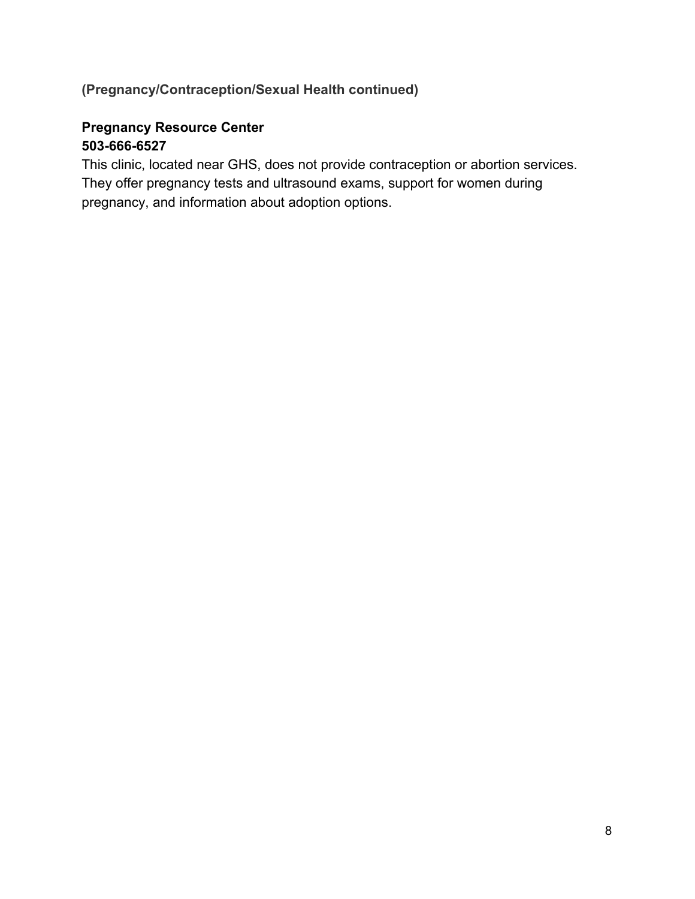**(Pregnancy/Contraception/Sexual Health continued)**

**Pregnancy Resource Center**
**503-666-6527**
This clinic, located near GHS, does not provide contraception or abortion services. They offer pregnancy tests and ultrasound exams, support for women during pregnancy, and information about adoption options.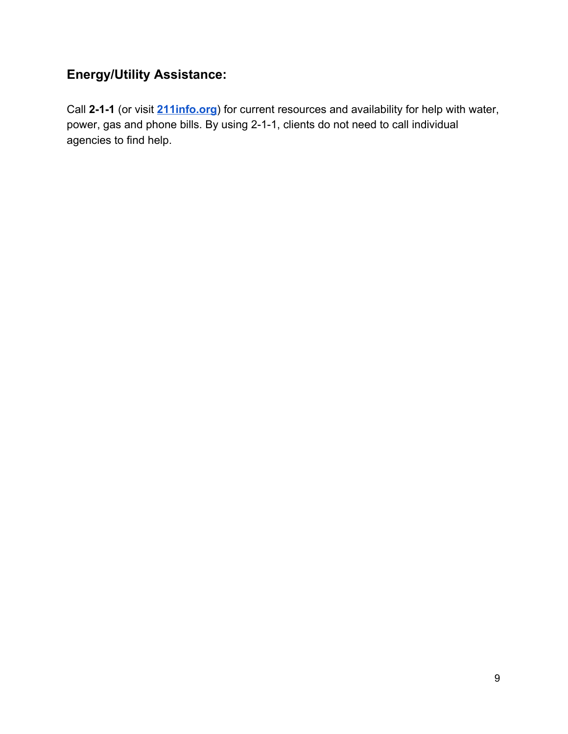## Energy/Utility Assistance:

Call **2-1-1** (or visit **211info.org**) for current resources and availability for help with water, power, gas and phone bills. By using 2-1-1, clients do not need to call individual agencies to find help.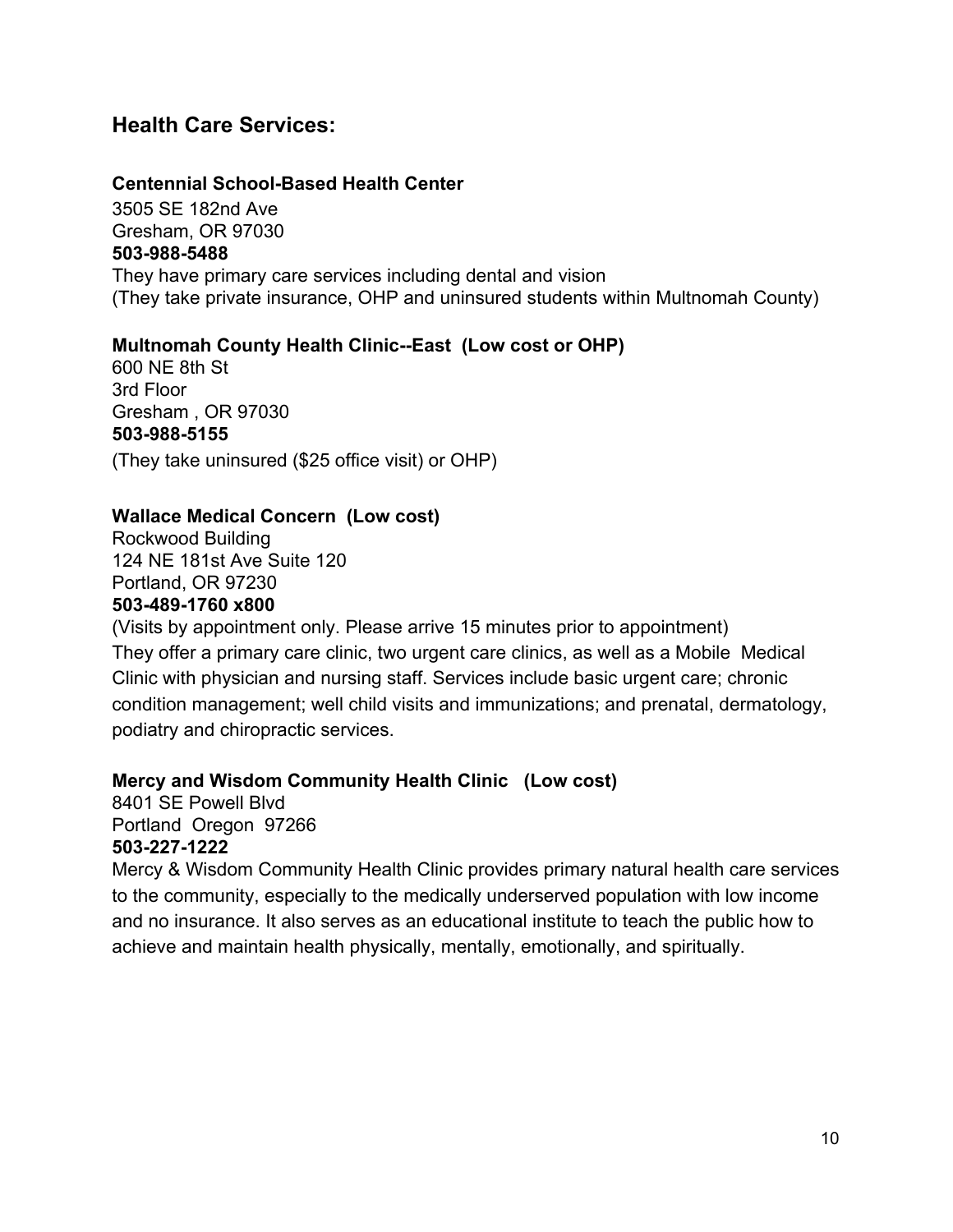## Health Care Services:

**Centennial School-Based Health Center**
3505 SE 182nd Ave
Gresham, OR 97030
**503-988-5488**
They have primary care services including dental and vision
(They take private insurance, OHP and uninsured students within Multnomah County)

**Multnomah County Health Clinic--East (Low cost or OHP)**
600 NE 8th St
3rd Floor
Gresham , OR 97030
**503-988-5155**
(They take uninsured ($25 office visit) or OHP)

**Wallace Medical Concern (Low cost)**
Rockwood Building
124 NE 181st Ave Suite 120
Portland, OR 97230
**503-489-1760 x800**
(Visits by appointment only. Please arrive 15 minutes prior to appointment)
They offer a primary care clinic, two urgent care clinics, as well as a Mobile Medical Clinic with physician and nursing staff. Services include basic urgent care; chronic condition management; well child visits and immunizations; and prenatal, dermatology, podiatry and chiropractic services.

**Mercy and Wisdom Community Health Clinic (Low cost)**
8401 SE Powell Blvd
Portland Oregon 97266
**503-227-1222**
Mercy & Wisdom Community Health Clinic provides primary natural health care services to the community, especially to the medically underserved population with low income and no insurance. It also serves as an educational institute to teach the public how to achieve and maintain health physically, mentally, emotionally, and spiritually.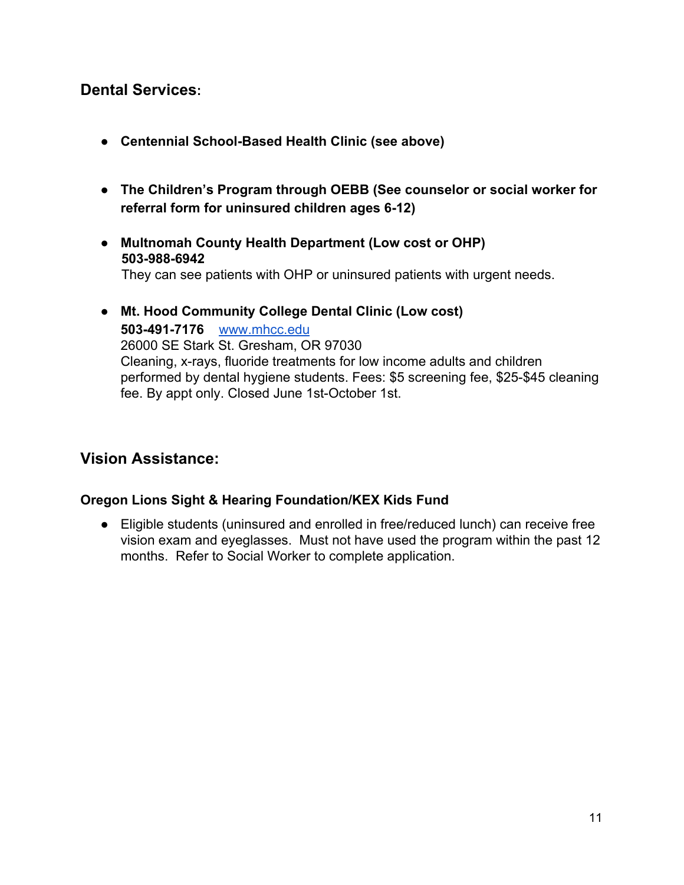## Dental Services:

- **Centennial School-Based Health Clinic (see above)**

- **The Children's Program through OEBB (See counselor or social worker for referral form for uninsured children ages 6-12)**

- **Multnomah County Health Department (Low cost or OHP)**
  **503-988-6942**
  They can see patients with OHP or uninsured patients with urgent needs.

- **Mt. Hood Community College Dental Clinic (Low cost)**
  **503-491-7176** [www.mhcc.edu](www.mhcc.edu)
  26000 SE Stark St. Gresham, OR 97030
  Cleaning, x-rays, fluoride treatments for low income adults and children performed by dental hygiene students. Fees: $5 screening fee, $25-$45 cleaning fee. By appt only. Closed June 1st-October 1st.

## Vision Assistance:

### Oregon Lions Sight & Hearing Foundation/KEX Kids Fund

- Eligible students (uninsured and enrolled in free/reduced lunch) can receive free vision exam and eyeglasses. Must not have used the program within the past 12 months. Refer to Social Worker to complete application.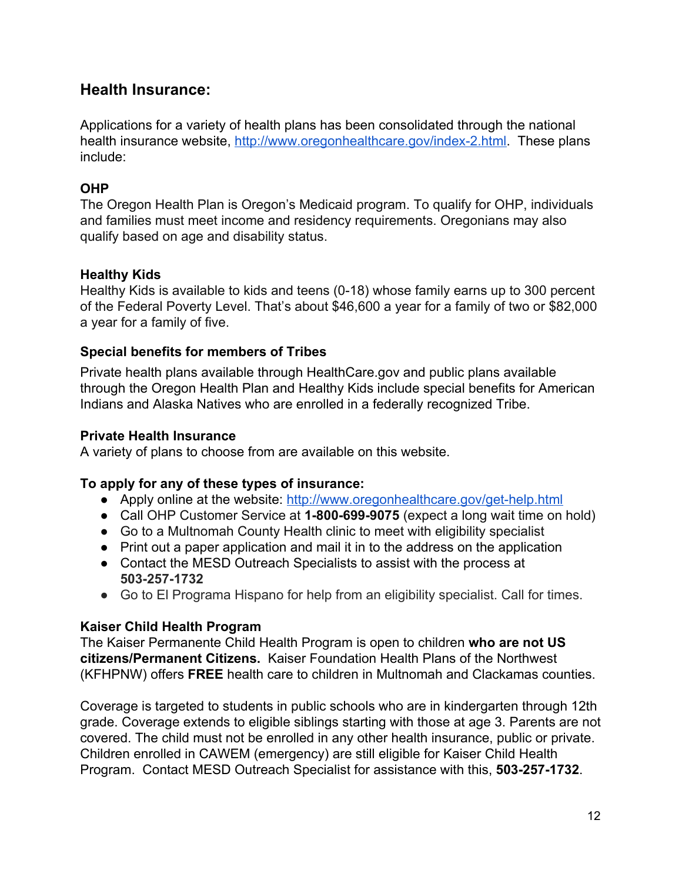## Health Insurance:

Applications for a variety of health plans has been consolidated through the national health insurance website, [http://www.oregonhealthcare.gov/index-2.html](http://www.oregonhealthcare.gov/index-2.html). These plans include:

**OHP**
The Oregon Health Plan is Oregon's Medicaid program. To qualify for OHP, individuals and families must meet income and residency requirements. Oregonians may also qualify based on age and disability status.

**Healthy Kids**
Healthy Kids is available to kids and teens (0-18) whose family earns up to 300 percent of the Federal Poverty Level. That's about $46,600 a year for a family of two or $82,000 a year for a family of five.

**Special benefits for members of Tribes**

Private health plans available through HealthCare.gov and public plans available through the Oregon Health Plan and Healthy Kids include special benefits for American Indians and Alaska Natives who are enrolled in a federally recognized Tribe.

**Private Health Insurance**
A variety of plans to choose from are available on this website.

**To apply for any of these types of insurance:**

- Apply online at the website: [http://www.oregonhealthcare.gov/get-help.html](http://www.oregonhealthcare.gov/get-help.html)
- Call OHP Customer Service at **1-800-699-9075** (expect a long wait time on hold)
- Go to a Multnomah County Health clinic to meet with eligibility specialist
- Print out a paper application and mail it in to the address on the application
- Contact the MESD Outreach Specialists to assist with the process at **503-257-1732**
- Go to El Programa Hispano for help from an eligibility specialist. Call for times.

**Kaiser Child Health Program**
The Kaiser Permanente Child Health Program is open to children **who are not US citizens/Permanent Citizens.** Kaiser Foundation Health Plans of the Northwest (KFHPNW) offers **FREE** health care to children in Multnomah and Clackamas counties.

Coverage is targeted to students in public schools who are in kindergarten through 12th grade. Coverage extends to eligible siblings starting with those at age 3. Parents are not covered. The child must not be enrolled in any other health insurance, public or private. Children enrolled in CAWEM (emergency) are still eligible for Kaiser Child Health Program. Contact MESD Outreach Specialist for assistance with this, **503-257-1732**.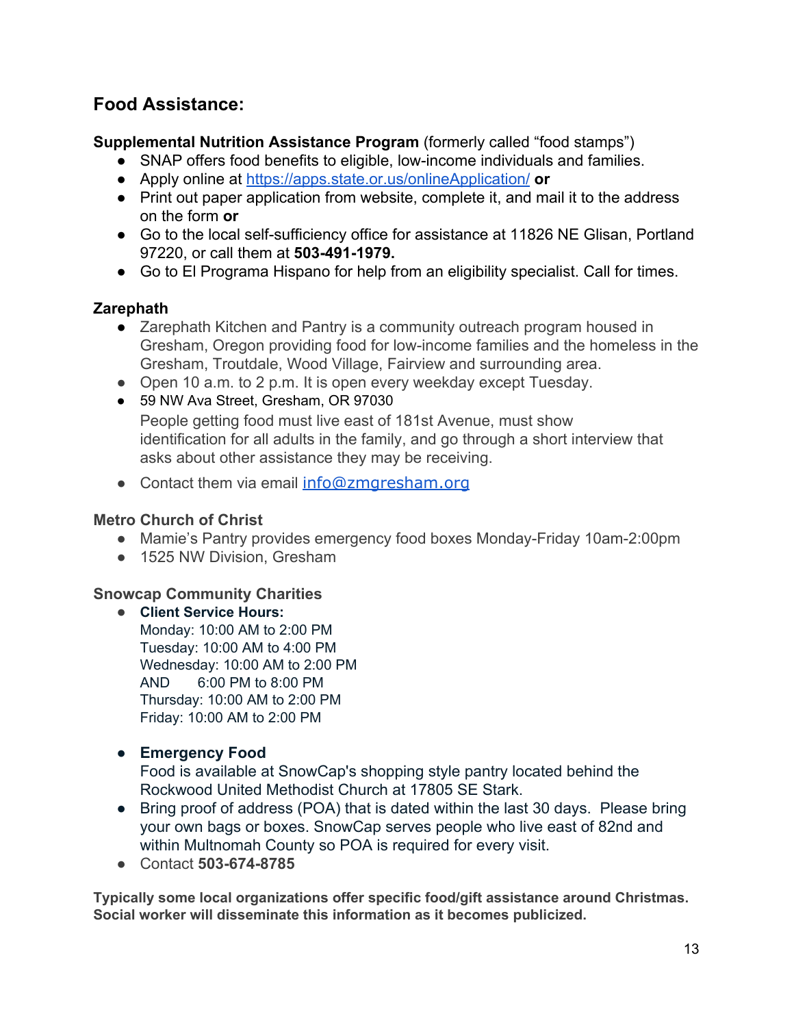## Food Assistance:

**Supplemental Nutrition Assistance Program** (formerly called "food stamps")

- SNAP offers food benefits to eligible, low-income individuals and families.
- Apply online at https://apps.state.or.us/onlineApplication/ **or**
- Print out paper application from website, complete it, and mail it to the address on the form **or**
- Go to the local self-sufficiency office for assistance at 11826 NE Glisan, Portland 97220, or call them at **503-491-1979.**
- Go to El Programa Hispano for help from an eligibility specialist. Call for times.

**Zarephath**

- Zarephath Kitchen and Pantry is a community outreach program housed in Gresham, Oregon providing food for low-income families and the homeless in the Gresham, Troutdale, Wood Village, Fairview and surrounding area.
- Open 10 a.m. to 2 p.m. It is open every weekday except Tuesday.
- 59 NW Ava Street, Gresham, OR 97030
  People getting food must live east of 181st Avenue, must show identification for all adults in the family, and go through a short interview that asks about other assistance they may be receiving.
- Contact them via email info@zmgresham.org

**Metro Church of Christ**

- Mamie's Pantry provides emergency food boxes Monday-Friday 10am-2:00pm
- 1525 NW Division, Gresham

**Snowcap Community Charities**

- **Client Service Hours:**
  Monday: 10:00 AM to 2:00 PM
  Tuesday: 10:00 AM to 4:00 PM
  Wednesday: 10:00 AM to 2:00 PM
  AND 6:00 PM to 8:00 PM
  Thursday: 10:00 AM to 2:00 PM
  Friday: 10:00 AM to 2:00 PM

- **Emergency Food**
  Food is available at SnowCap's shopping style pantry located behind the Rockwood United Methodist Church at 17805 SE Stark.
- Bring proof of address (POA) that is dated within the last 30 days. Please bring your own bags or boxes. SnowCap serves people who live east of 82nd and within Multnomah County so POA is required for every visit.
- Contact **503-674-8785**

**Typically some local organizations offer specific food/gift assistance around Christmas. Social worker will disseminate this information as it becomes publicized.**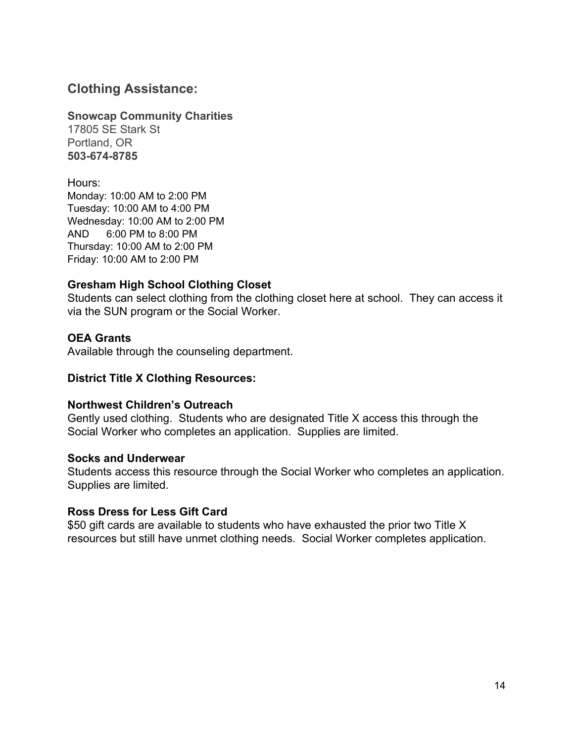## Clothing Assistance:

**Snowcap Community Charities**
17805 SE Stark St
Portland, OR
**503-674-8785**

Hours:
Monday: 10:00 AM to 2:00 PM
Tuesday: 10:00 AM to 4:00 PM
Wednesday: 10:00 AM to 2:00 PM
AND 6:00 PM to 8:00 PM
Thursday: 10:00 AM to 2:00 PM
Friday: 10:00 AM to 2:00 PM

**Gresham High School Clothing Closet**
Students can select clothing from the clothing closet here at school. They can access it via the SUN program or the Social Worker.

**OEA Grants**
Available through the counseling department.

**District Title X Clothing Resources:**

**Northwest Children's Outreach**
Gently used clothing. Students who are designated Title X access this through the Social Worker who completes an application. Supplies are limited.

**Socks and Underwear**
Students access this resource through the Social Worker who completes an application. Supplies are limited.

**Ross Dress for Less Gift Card**
$50 gift cards are available to students who have exhausted the prior two Title X resources but still have unmet clothing needs. Social Worker completes application.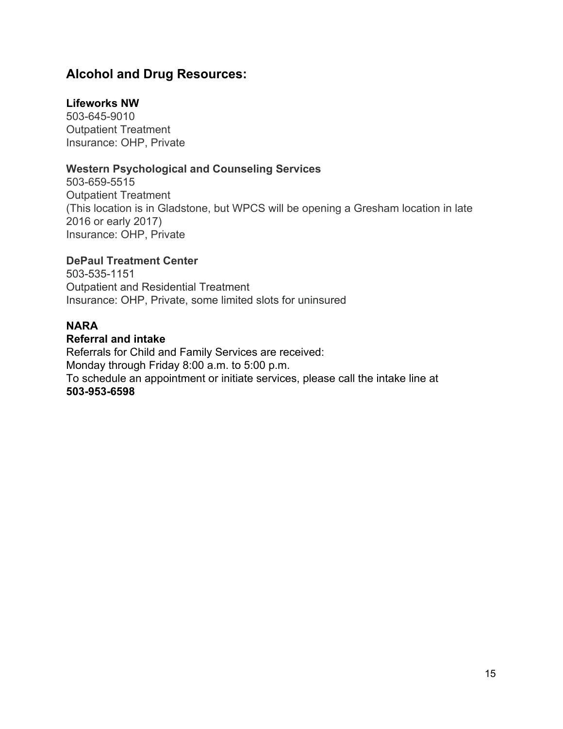## Alcohol and Drug Resources:

**Lifeworks NW**
503-645-9010
Outpatient Treatment
Insurance: OHP, Private

**Western Psychological and Counseling Services**
503-659-5515
Outpatient Treatment
(This location is in Gladstone, but WPCS will be opening a Gresham location in late 2016 or early 2017)
Insurance: OHP, Private

**DePaul Treatment Center**
503-535-1151
Outpatient and Residential Treatment
Insurance: OHP, Private, some limited slots for uninsured

**NARA**
**Referral and intake**
Referrals for Child and Family Services are received:
Monday through Friday 8:00 a.m. to 5:00 p.m.
To schedule an appointment or initiate services, please call the intake line at
**503-953-6598**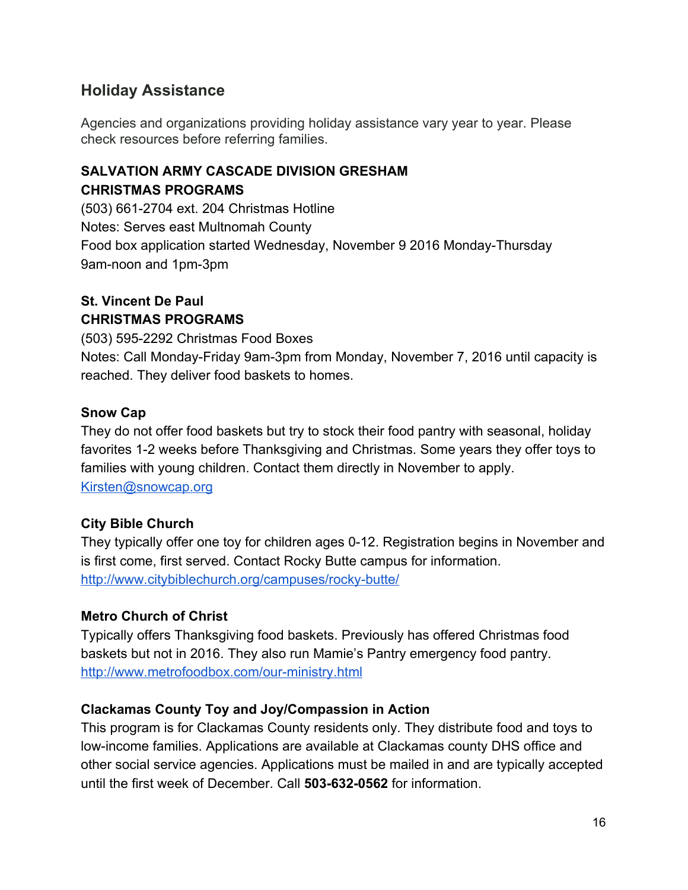## Holiday Assistance

Agencies and organizations providing holiday assistance vary year to year. Please check resources before referring families.

**SALVATION ARMY CASCADE DIVISION GRESHAM**
**CHRISTMAS PROGRAMS**
(503) 661-2704 ext. 204 Christmas Hotline
Notes: Serves east Multnomah County
Food box application started Wednesday, November 9 2016 Monday-Thursday 9am-noon and 1pm-3pm

**St. Vincent De Paul**
**CHRISTMAS PROGRAMS**
(503) 595-2292 Christmas Food Boxes
Notes: Call Monday-Friday 9am-3pm from Monday, November 7, 2016 until capacity is reached. They deliver food baskets to homes.

**Snow Cap**
They do not offer food baskets but try to stock their food pantry with seasonal, holiday favorites 1-2 weeks before Thanksgiving and Christmas. Some years they offer toys to families with young children. Contact them directly in November to apply.
[Kirsten@snowcap.org](mailto:Kirsten@snowcap.org)

**City Bible Church**
They typically offer one toy for children ages 0-12. Registration begins in November and is first come, first served. Contact Rocky Butte campus for information.
[http://www.citybiblechurch.org/campuses/rocky-butte/](http://www.citybiblechurch.org/campuses/rocky-butte/)

**Metro Church of Christ**
Typically offers Thanksgiving food baskets. Previously has offered Christmas food baskets but not in 2016. They also run Mamie's Pantry emergency food pantry.
[http://www.metrofoodbox.com/our-ministry.html](http://www.metrofoodbox.com/our-ministry.html)

**Clackamas County Toy and Joy/Compassion in Action**
This program is for Clackamas County residents only. They distribute food and toys to low-income families. Applications are available at Clackamas county DHS office and other social service agencies. Applications must be mailed in and are typically accepted until the first week of December. Call **503-632-0562** for information.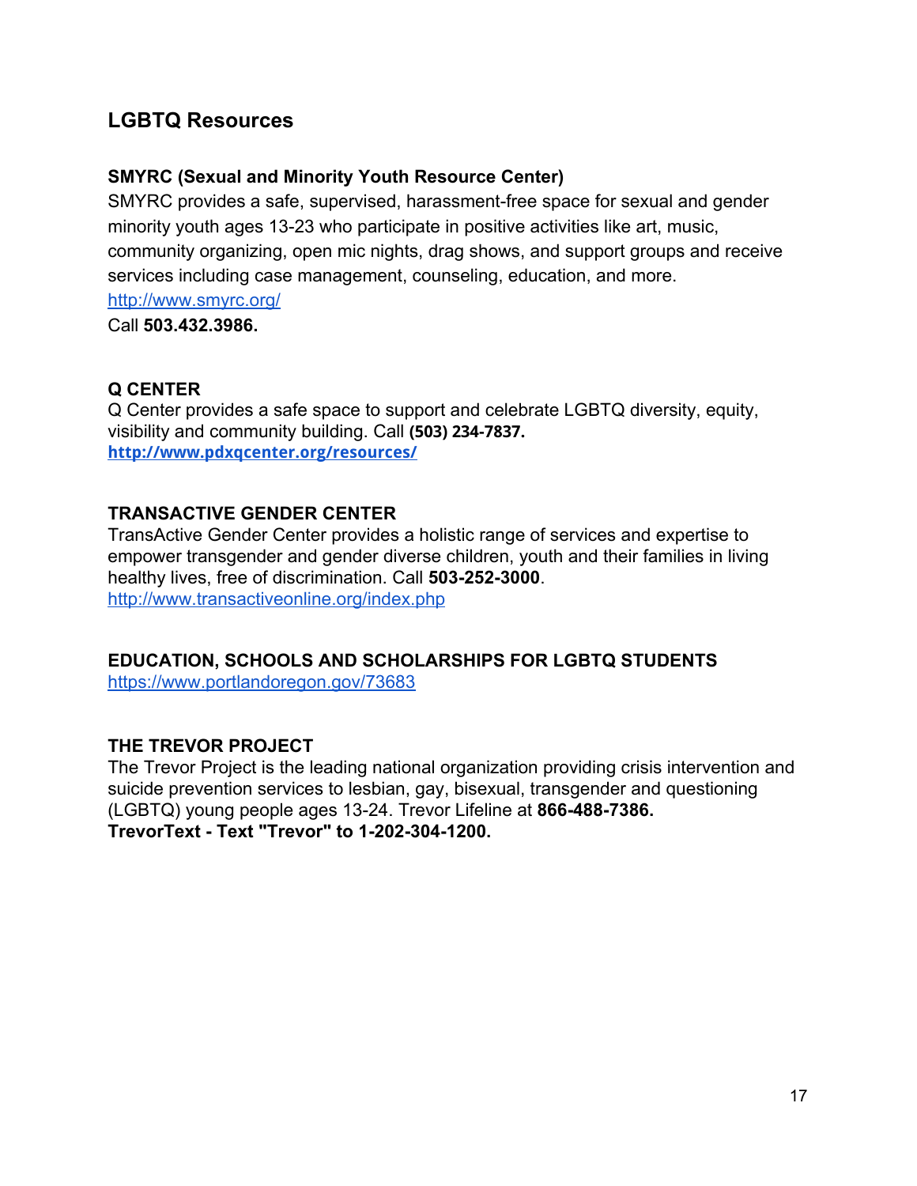## LGBTQ Resources

### SMYRC (Sexual and Minority Youth Resource Center)

SMYRC provides a safe, supervised, harassment-free space for sexual and gender minority youth ages 13-23 who participate in positive activities like art, music, community organizing, open mic nights, drag shows, and support groups and receive services including case management, counseling, education, and more.

http://www.smyrc.org/

Call **503.432.3986.**

### Q CENTER

Q Center provides a safe space to support and celebrate LGBTQ diversity, equity, visibility and community building. Call **(503) 234-7837.**

**http://www.pdxqcenter.org/resources/**

### TRANSACTIVE GENDER CENTER

TransActive Gender Center provides a holistic range of services and expertise to empower transgender and gender diverse children, youth and their families in living healthy lives, free of discrimination. Call **503-252-3000**.

http://www.transactiveonline.org/index.php

### EDUCATION, SCHOOLS AND SCHOLARSHIPS FOR LGBTQ STUDENTS

https://www.portlandoregon.gov/73683

### THE TREVOR PROJECT

The Trevor Project is the leading national organization providing crisis intervention and suicide prevention services to lesbian, gay, bisexual, transgender and questioning (LGBTQ) young people ages 13-24. Trevor Lifeline at **866-488-7386.**

**TrevorText - Text "Trevor" to 1-202-304-1200.**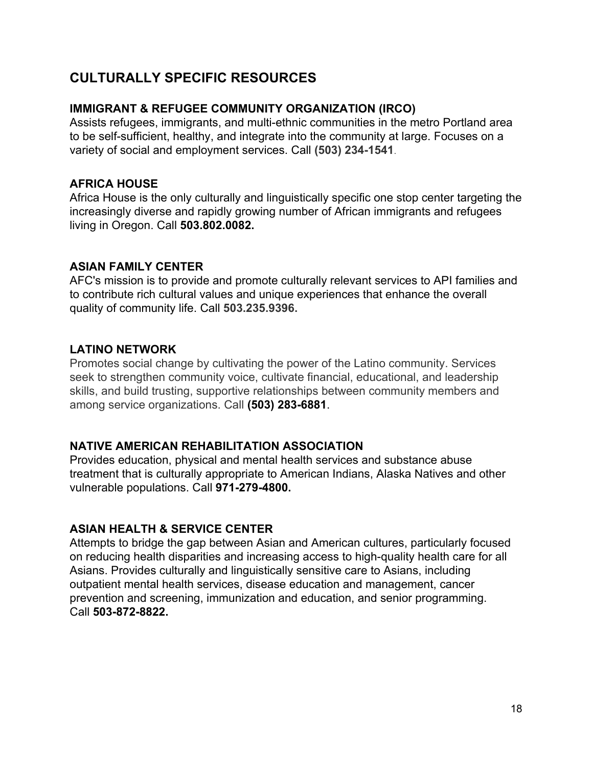## CULTURALLY SPECIFIC RESOURCES

### IMMIGRANT & REFUGEE COMMUNITY ORGANIZATION (IRCO)

Assists refugees, immigrants, and multi-ethnic communities in the metro Portland area to be self-sufficient, healthy, and integrate into the community at large. Focuses on a variety of social and employment services. Call **(503) 234-1541**.

### AFRICA HOUSE

Africa House is the only culturally and linguistically specific one stop center targeting the increasingly diverse and rapidly growing number of African immigrants and refugees living in Oregon. Call **503.802.0082.**

### ASIAN FAMILY CENTER

AFC's mission is to provide and promote culturally relevant services to API families and to contribute rich cultural values and unique experiences that enhance the overall quality of community life. Call **503.235.9396.**

### LATINO NETWORK

Promotes social change by cultivating the power of the Latino community. Services seek to strengthen community voice, cultivate financial, educational, and leadership skills, and build trusting, supportive relationships between community members and among service organizations. Call **(503) 283-6881**.

### NATIVE AMERICAN REHABILITATION ASSOCIATION

Provides education, physical and mental health services and substance abuse treatment that is culturally appropriate to American Indians, Alaska Natives and other vulnerable populations. Call **971-279-4800.**

### ASIAN HEALTH & SERVICE CENTER

Attempts to bridge the gap between Asian and American cultures, particularly focused on reducing health disparities and increasing access to high-quality health care for all Asians. Provides culturally and linguistically sensitive care to Asians, including outpatient mental health services, disease education and management, cancer prevention and screening, immunization and education, and senior programming. Call **503-872-8822.**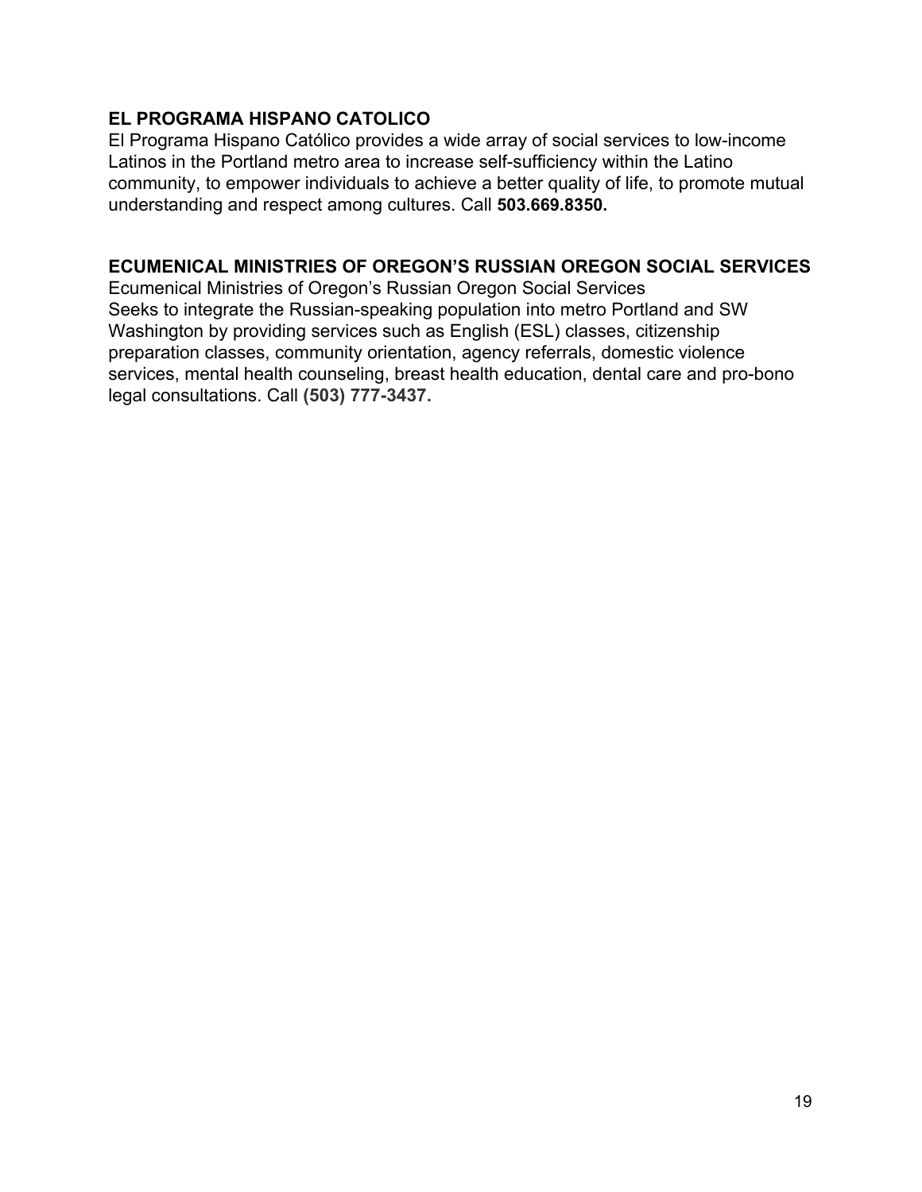**EL PROGRAMA HISPANO CATOLICO**

El Programa Hispano Católico provides a wide array of social services to low-income Latinos in the Portland metro area to increase self-sufficiency within the Latino community, to empower individuals to achieve a better quality of life, to promote mutual understanding and respect among cultures. Call **503.669.8350.**

**ECUMENICAL MINISTRIES OF OREGON'S RUSSIAN OREGON SOCIAL SERVICES**

Ecumenical Ministries of Oregon's Russian Oregon Social Services
Seeks to integrate the Russian-speaking population into metro Portland and SW Washington by providing services such as English (ESL) classes, citizenship preparation classes, community orientation, agency referrals, domestic violence services, mental health counseling, breast health education, dental care and pro-bono legal consultations. Call **(503) 777-3437.**